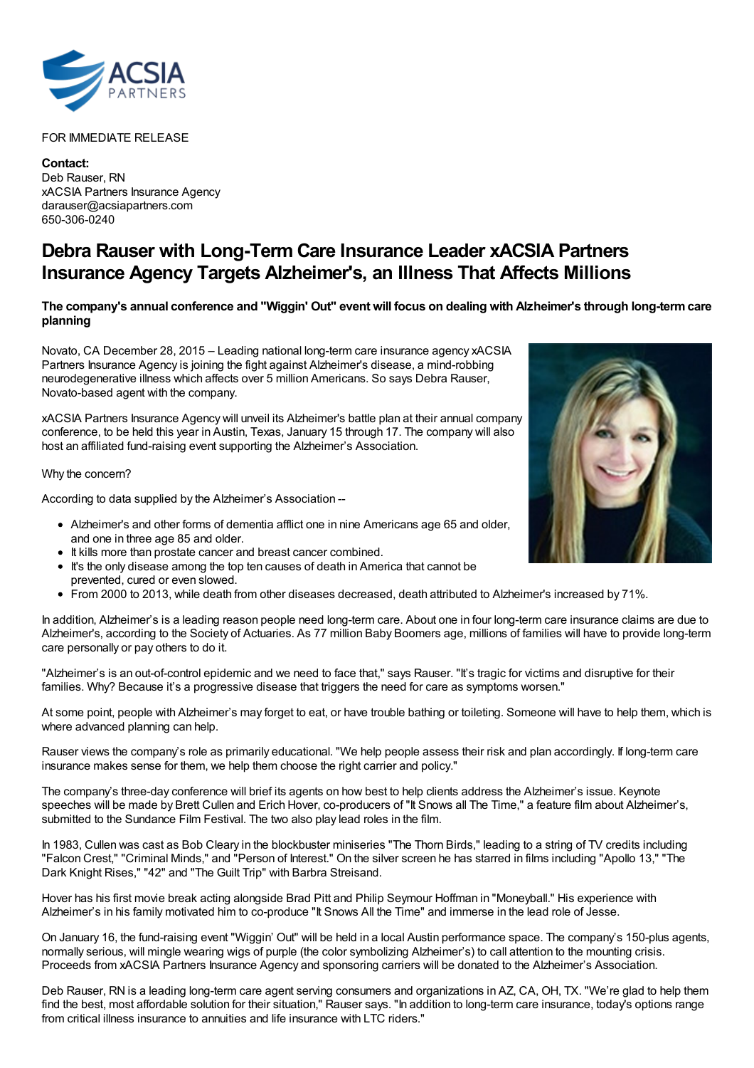FOR IMMEDIATE RELEASE

**Contact:**
Deb Rauser, RN
xACSIA Partners Insurance Agency
darauser@acsiapartners.com
650-306-0240

# Debra Rauser with Long-Term Care Insurance Leader xACSIA Partners Insurance Agency Targets Alzheimer's, an Illness That Affects Millions

### The company's annual conference and "Wiggin' Out" event will focus on dealing with Alzheimer's through long-term care planning

Novato, CA December 28, 2015 – Leading national long-term care insurance agency xACSIA Partners Insurance Agency is joining the fight against Alzheimer's disease, a mind-robbing neurodegenerative illness which affects over 5 million Americans. So says Debra Rauser, Novato-based agent with the company.

xACSIA Partners Insurance Agency will unveil its Alzheimer's battle plan at their annual company conference, to be held this year in Austin, Texas, January 15 through 17. The company will also host an affiliated fund-raising event supporting the Alzheimer's Association.

Why the concern?

According to data supplied by the Alzheimer's Association --

- Alzheimer's and other forms of dementia afflict one in nine Americans age 65 and older, and one in three age 85 and older.
- It kills more than prostate cancer and breast cancer combined.
- It's the only disease among the top ten causes of death in America that cannot be prevented, cured or even slowed.
- From 2000 to 2013, while death from other diseases decreased, death attributed to Alzheimer's increased by 71%.

In addition, Alzheimer's is a leading reason people need long-term care. About one in four long-term care insurance claims are due to Alzheimer's, according to the Society of Actuaries. As 77 million Baby Boomers age, millions of families will have to provide long-term care personally or pay others to do it.

"Alzheimer's is an out-of-control epidemic and we need to face that," says Rauser. "It's tragic for victims and disruptive for their families. Why? Because it's a progressive disease that triggers the need for care as symptoms worsen."

At some point, people with Alzheimer's may forget to eat, or have trouble bathing or toileting. Someone will have to help them, which is where advanced planning can help.

Rauser views the company's role as primarily educational. "We help people assess their risk and plan accordingly. If long-term care insurance makes sense for them, we help them choose the right carrier and policy."

The company's three-day conference will brief its agents on how best to help clients address the Alzheimer's issue. Keynote speeches will be made by Brett Cullen and Erich Hover, co-producers of "It Snows all The Time," a feature film about Alzheimer's, submitted to the Sundance Film Festival. The two also play lead roles in the film.

In 1983, Cullen was cast as Bob Cleary in the blockbuster miniseries "The Thorn Birds," leading to a string of TV credits including "Falcon Crest," "Criminal Minds," and "Person of Interest." On the silver screen he has starred in films including "Apollo 13," "The Dark Knight Rises," "42" and "The Guilt Trip" with Barbra Streisand.

Hover has his first movie break acting alongside Brad Pitt and Philip Seymour Hoffman in "Moneyball." His experience with Alzheimer's in his family motivated him to co-produce "It Snows All the Time" and immerse in the lead role of Jesse.

On January 16, the fund-raising event "Wiggin' Out" will be held in a local Austin performance space. The company's 150-plus agents, normally serious, will mingle wearing wigs of purple (the color symbolizing Alzheimer's) to call attention to the mounting crisis. Proceeds from xACSIA Partners Insurance Agency and sponsoring carriers will be donated to the Alzheimer's Association.

Deb Rauser, RN is a leading long-term care agent serving consumers and organizations in AZ, CA, OH, TX. "We're glad to help them find the best, most affordable solution for their situation," Rauser says. "In addition to long-term care insurance, today's options range from critical illness insurance to annuities and life insurance with LTC riders."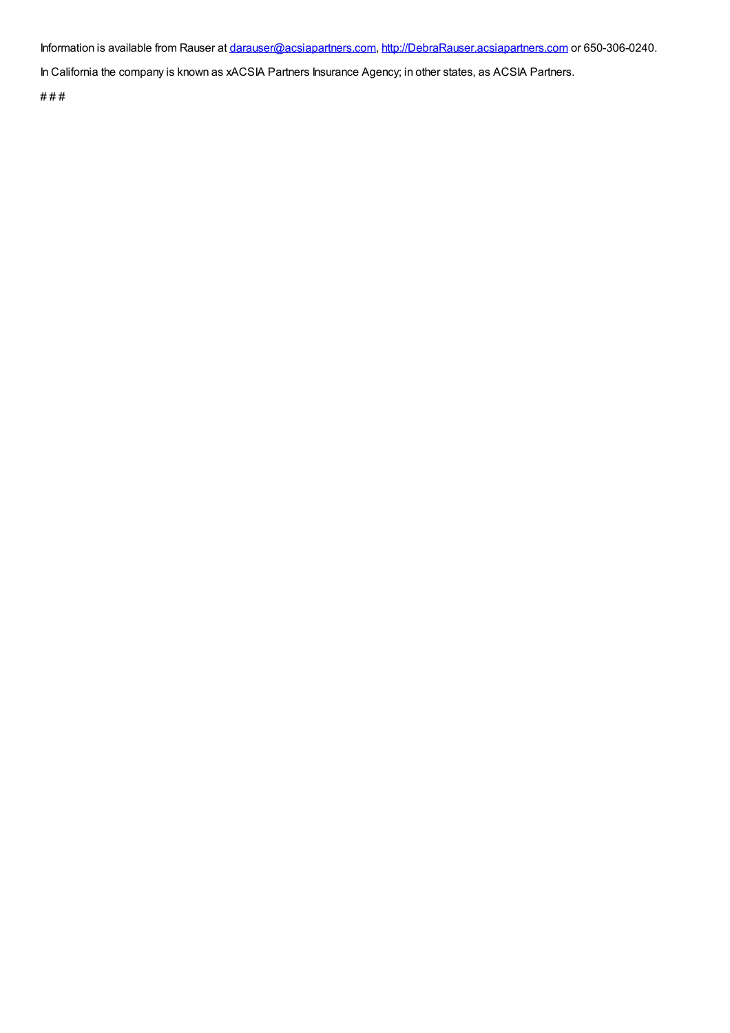Information is available from Rauser at [darauser@acsiapartners.com](mailto:darauser@acsiapartners.com), [http://DebraRauser.acsiapartners.com](http://DebraRauser.acsiapartners.com) or 650-306-0240.

In California the company is known as xACSIA Partners Insurance Agency; in other states, as ACSIA Partners.

# # #